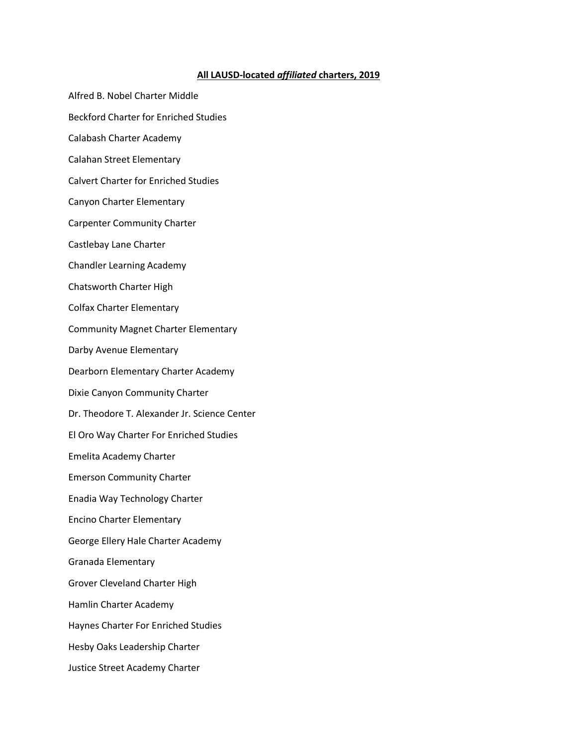# **All LAUSD-located *affiliated* charters, 2019**

Alfred B. Nobel Charter Middle

Beckford Charter for Enriched Studies

Calabash Charter Academy

Calahan Street Elementary

Calvert Charter for Enriched Studies

Canyon Charter Elementary

Carpenter Community Charter

Castlebay Lane Charter

Chandler Learning Academy

Chatsworth Charter High

Colfax Charter Elementary

Community Magnet Charter Elementary

Darby Avenue Elementary

Dearborn Elementary Charter Academy

Dixie Canyon Community Charter

Dr. Theodore T. Alexander Jr. Science Center

El Oro Way Charter For Enriched Studies

Emelita Academy Charter

Emerson Community Charter

Enadia Way Technology Charter

Encino Charter Elementary

George Ellery Hale Charter Academy

Granada Elementary

Grover Cleveland Charter High

Hamlin Charter Academy

Haynes Charter For Enriched Studies

Hesby Oaks Leadership Charter

Justice Street Academy Charter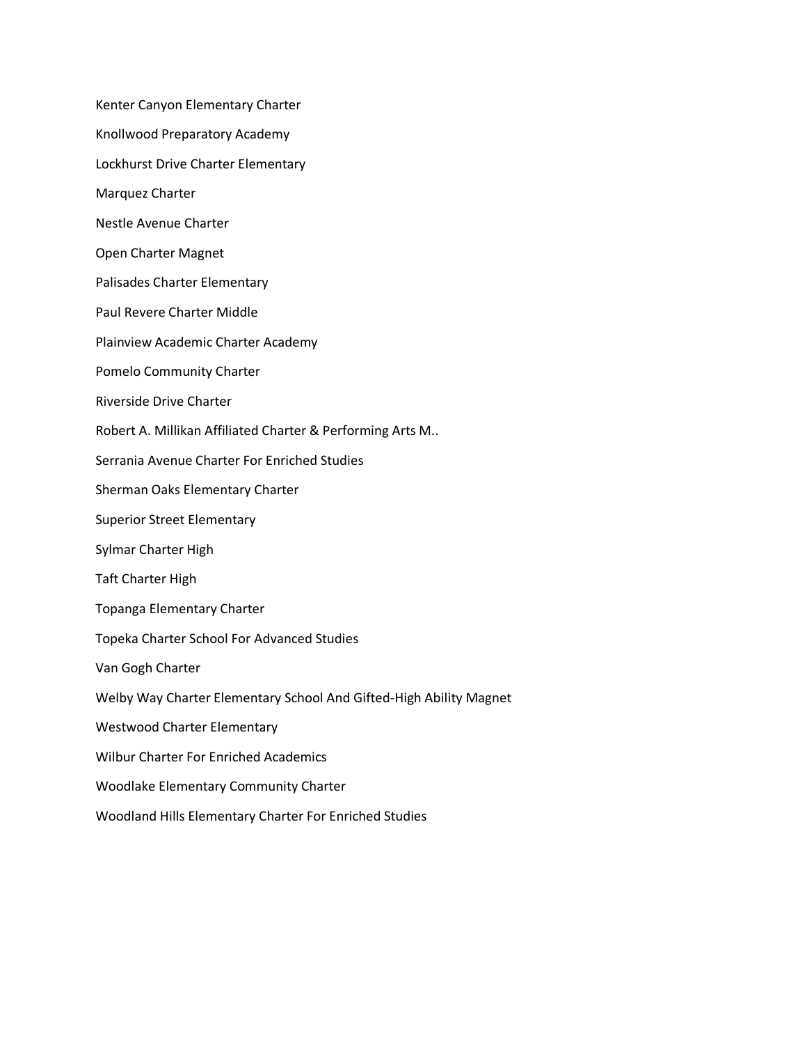Kenter Canyon Elementary Charter

Knollwood Preparatory Academy

Lockhurst Drive Charter Elementary

Marquez Charter

Nestle Avenue Charter

Open Charter Magnet

Palisades Charter Elementary

Paul Revere Charter Middle

Plainview Academic Charter Academy

Pomelo Community Charter

Riverside Drive Charter

Robert A. Millikan Affiliated Charter & Performing Arts M..

Serrania Avenue Charter For Enriched Studies

Sherman Oaks Elementary Charter

Superior Street Elementary

Sylmar Charter High

Taft Charter High

Topanga Elementary Charter

Topeka Charter School For Advanced Studies

Van Gogh Charter

Welby Way Charter Elementary School And Gifted-High Ability Magnet

Westwood Charter Elementary

Wilbur Charter For Enriched Academics

Woodlake Elementary Community Charter

Woodland Hills Elementary Charter For Enriched Studies